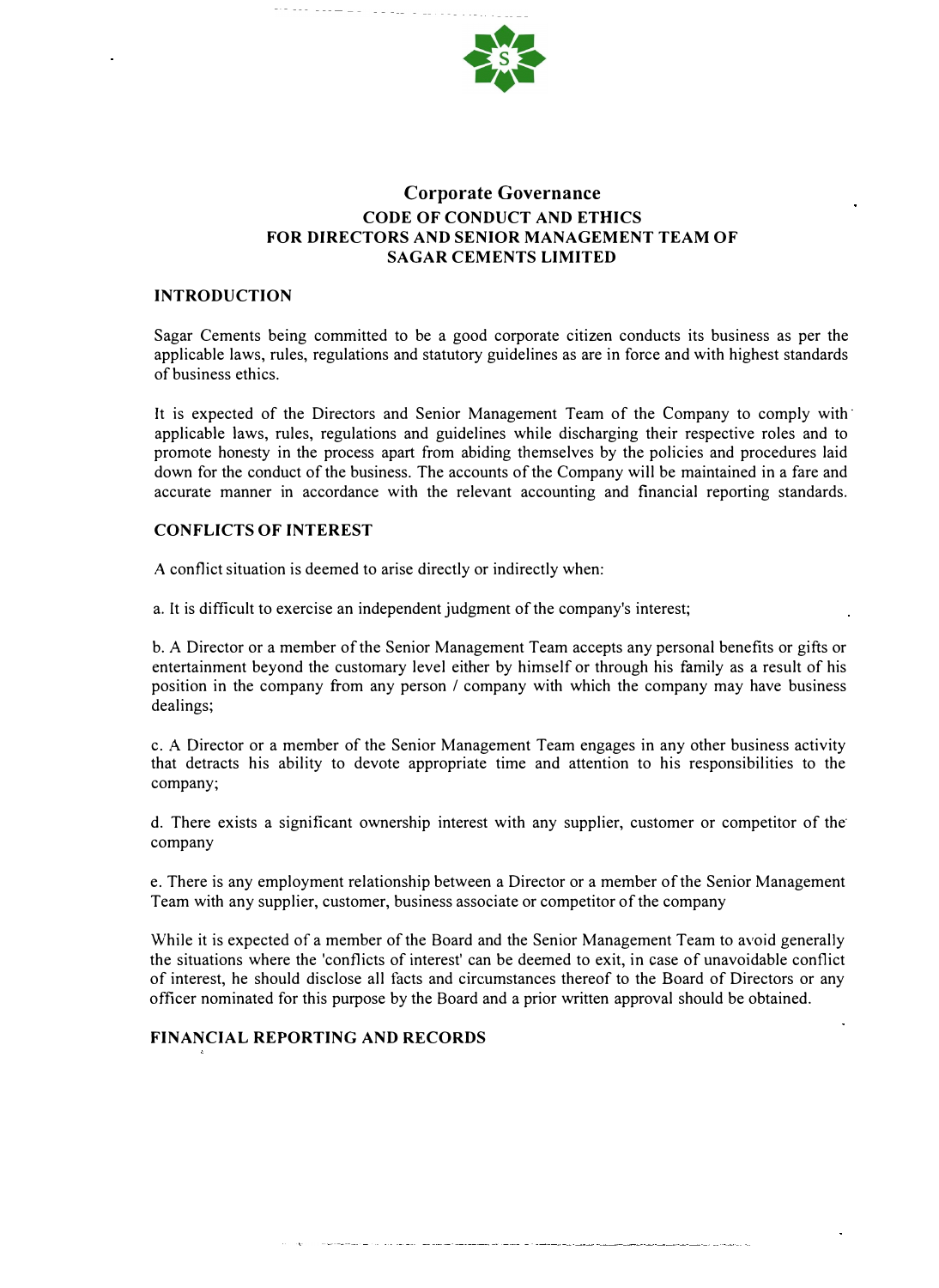# Corporate Governance

## CODE OF CONDUCT AND ETHICS FOR DIRECTORS AND SENIOR MANAGEMENT TEAM OF SAGAR CEMENTS LIMITED

### INTRODUCTION

Sagar Cements being committed to be a good corporate citizen conducts its business as per the applicable laws, rules, regulations and statutory guidelines as are in force and with highest standards of business ethics.

It is expected of the Directors and Senior Management Team of the Company to comply with applicable laws, rules, regulations and guidelines while discharging their respective roles and to promote honesty in the process apart from abiding themselves by the policies and procedures laid down for the conduct of the business. The accounts of the Company will be maintained in a fare and accurate manner in accordance with the relevant accounting and financial reporting standards.

### CONFLICTS OF INTEREST

A conflict situation is deemed to arise directly or indirectly when:

a. It is difficult to exercise an independent judgment of the company's interest;

b. A Director or a member of the Senior Management Team accepts any personal benefits or gifts or entertainment beyond the customary level either by himself or through his family as a result of his position in the company from any person / company with which the company may have business dealings;

c. A Director or a member of the Senior Management Team engages in any other business activity that detracts his ability to devote appropriate time and attention to his responsibilities to the company;

d. There exists a significant ownership interest with any supplier, customer or competitor of the company

e. There is any employment relationship between a Director or a member of the Senior Management Team with any supplier, customer, business associate or competitor of the company

While it is expected of a member of the Board and the Senior Management Team to avoid generally the situations where the 'conflicts of interest' can be deemed to exit, in case of unavoidable conflict of interest, he should disclose all facts and circumstances thereof to the Board of Directors or any officer nominated for this purpose by the Board and a prior written approval should be obtained.

### FINANCIAL REPORTING AND RECORDS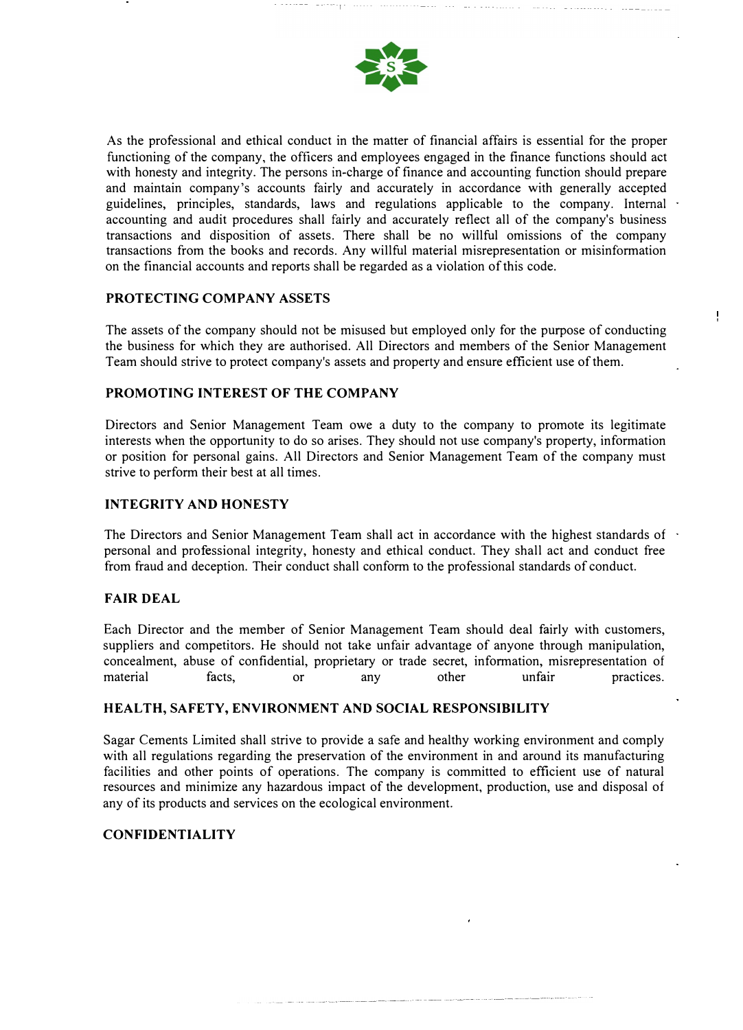As the professional and ethical conduct in the matter of financial affairs is essential for the proper functioning of the company, the officers and employees engaged in the finance functions should act with honesty and integrity. The persons in-charge of finance and accounting function should prepare and maintain company's accounts fairly and accurately in accordance with generally accepted guidelines, principles, standards, laws and regulations applicable to the company. Internal accounting and audit procedures shall fairly and accurately reflect all of the company's business transactions and disposition of assets. There shall be no willful omissions of the company transactions from the books and records. Any willful material misrepresentation or misinformation on the financial accounts and reports shall be regarded as a violation of this code.

## PROTECTING COMPANY ASSETS

The assets of the company should not be misused but employed only for the purpose of conducting the business for which they are authorised. All Directors and members of the Senior Management Team should strive to protect company's assets and property and ensure efficient use of them.

## PROMOTING INTEREST OF THE COMPANY

Directors and Senior Management Team owe a duty to the company to promote its legitimate interests when the opportunity to do so arises. They should not use company's property, information or position for personal gains. All Directors and Senior Management Team of the company must strive to perform their best at all times.

## INTEGRITY AND HONESTY

The Directors and Senior Management Team shall act in accordance with the highest standards of personal and professional integrity, honesty and ethical conduct. They shall act and conduct free from fraud and deception. Their conduct shall conform to the professional standards of conduct.

## FAIR DEAL

Each Director and the member of Senior Management Team should deal fairly with customers, suppliers and competitors. He should not take unfair advantage of anyone through manipulation, concealment, abuse of confidential, proprietary or trade secret, information, misrepresentation of material facts, or any other unfair practices.

## HEALTH, SAFETY, ENVIRONMENT AND SOCIAL RESPONSIBILITY

Sagar Cements Limited shall strive to provide a safe and healthy working environment and comply with all regulations regarding the preservation of the environment in and around its manufacturing facilities and other points of operations. The company is committed to efficient use of natural resources and minimize any hazardous impact of the development, production, use and disposal of any of its products and services on the ecological environment.

## CONFIDENTIALITY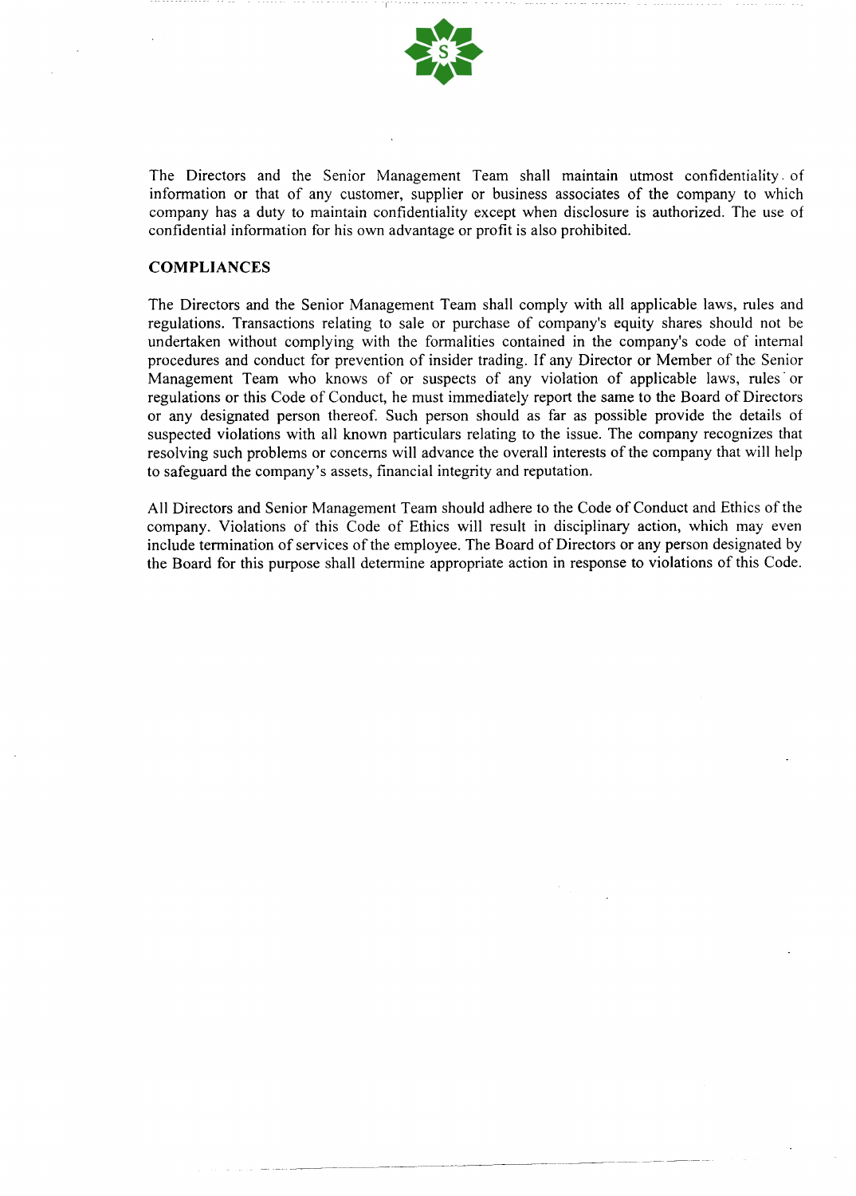The Directors and the Senior Management Team shall maintain utmost confidentiality of information or that of any customer, supplier or business associates of the company to which company has a duty to maintain confidentiality except when disclosure is authorized. The use of confidential information for his own advantage or profit is also prohibited.

## COMPLIANCES

The Directors and the Senior Management Team shall comply with all applicable laws, rules and regulations. Transactions relating to sale or purchase of company's equity shares should not be undertaken without complying with the formalities contained in the company's code of internal procedures and conduct for prevention of insider trading. If any Director or Member of the Senior Management Team who knows of or suspects of any violation of applicable laws, rules or regulations or this Code of Conduct, he must immediately report the same to the Board of Directors or any designated person thereof. Such person should as far as possible provide the details of suspected violations with all known particulars relating to the issue. The company recognizes that resolving such problems or concerns will advance the overall interests of the company that will help to safeguard the company's assets, financial integrity and reputation.

All Directors and Senior Management Team should adhere to the Code of Conduct and Ethics of the company. Violations of this Code of Ethics will result in disciplinary action, which may even include termination of services of the employee. The Board of Directors or any person designated by the Board for this purpose shall determine appropriate action in response to violations of this Code.